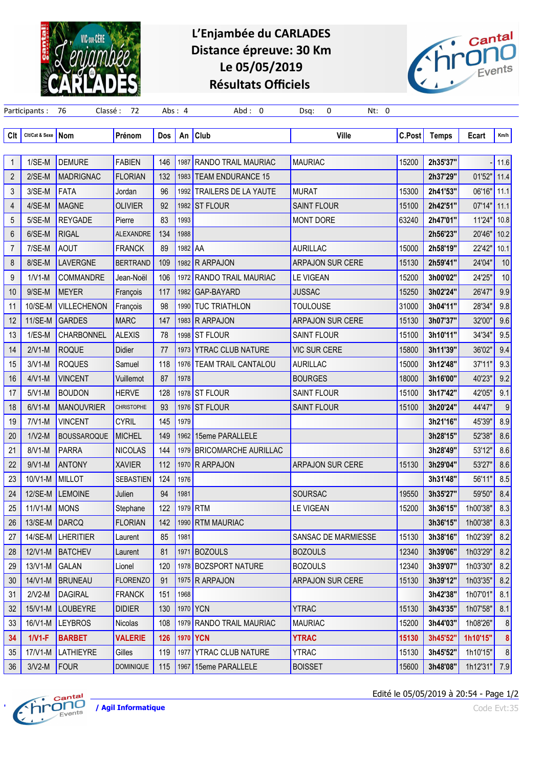# L'Enjambée du CARLADES
## Distance épreuve: 30 Km
## Le 05/05/2019
## Résultats Officiels

Participants : 76 Classé : 72 Abs : 4 Abd : 0 Dsq: 0 Nt: 0

| Clt | Clt/Cat & Sexe | Nom | Prénom | Dos | An | Club | Ville | C.Post | Temps | Ecart | Km/h |
|---|---|---|---|---|---|---|---|---|---|---|---|
| 1 | 1/SE-M | DEMURE | FABIEN | 146 | 1987 | RANDO TRAIL MAURIAC | MAURIAC | 15200 | 2h35'37" | - | 11.6 |
| 2 | 2/SE-M | MADRIGNAC | FLORIAN | 132 | 1983 | TEAM ENDURANCE 15 | | | 2h37'29" | 01'52" | 11.4 |
| 3 | 3/SE-M | FATA | Jordan | 96 | 1992 | TRAILERS DE LA YAUTE | MURAT | 15300 | 2h41'53" | 06'16" | 11.1 |
| 4 | 4/SE-M | MAGNE | OLIVIER | 92 | 1982 | ST FLOUR | SAINT FLOUR | 15100 | 2h42'51" | 07'14" | 11.1 |
| 5 | 5/SE-M | REYGADE | Pierre | 83 | 1993 | | MONT DORE | 63240 | 2h47'01" | 11'24" | 10.8 |
| 6 | 6/SE-M | RIGAL | ALEXANDRE | 134 | 1988 | | | | 2h56'23" | 20'46" | 10.2 |
| 7 | 7/SE-M | AOUT | FRANCK | 89 | 1982 | AA | AURILLAC | 15000 | 2h58'19" | 22'42" | 10.1 |
| 8 | 8/SE-M | LAVERGNE | BERTRAND | 109 | 1982 | R ARPAJON | ARPAJON SUR CERE | 15130 | 2h59'41" | 24'04" | 10 |
| 9 | 1/V1-M | COMMANDRE | Jean-Noël | 106 | 1972 | RANDO TRAIL MAURIAC | LE VIGEAN | 15200 | 3h00'02" | 24'25" | 10 |
| 10 | 9/SE-M | MEYER | François | 117 | 1982 | GAP-BAYARD | JUSSAC | 15250 | 3h02'24" | 26'47" | 9.9 |
| 11 | 10/SE-M | VILLECHENON | François | 98 | 1990 | TUC TRIATHLON | TOULOUSE | 31000 | 3h04'11" | 28'34" | 9.8 |
| 12 | 11/SE-M | GARDES | MARC | 147 | 1983 | R ARPAJON | ARPAJON SUR CERE | 15130 | 3h07'37" | 32'00" | 9.6 |
| 13 | 1/ES-M | CHARBONNEL | ALEXIS | 78 | 1998 | ST FLOUR | SAINT FLOUR | 15100 | 3h10'11" | 34'34" | 9.5 |
| 14 | 2/V1-M | ROQUE | Didier | 77 | 1973 | YTRAC CLUB NATURE | VIC SUR CERE | 15800 | 3h11'39" | 36'02" | 9.4 |
| 15 | 3/V1-M | ROQUES | Samuel | 118 | 1976 | TEAM TRAIL CANTALOU | AURILLAC | 15000 | 3h12'48" | 37'11" | 9.3 |
| 16 | 4/V1-M | VINCENT | Vuillemot | 87 | 1978 | | BOURGES | 18000 | 3h16'00" | 40'23" | 9.2 |
| 17 | 5/V1-M | BOUDON | HERVE | 128 | 1978 | ST FLOUR | SAINT FLOUR | 15100 | 3h17'42" | 42'05" | 9.1 |
| 18 | 6/V1-M | MANOUVRIER | CHRISTOPHE | 93 | 1976 | ST FLOUR | SAINT FLOUR | 15100 | 3h20'24" | 44'47" | 9 |
| 19 | 7/V1-M | VINCENT | CYRIL | 145 | 1979 | | | | 3h21'16" | 45'39" | 8.9 |
| 20 | 1/V2-M | BOUSSAROQUE | MICHEL | 149 | 1962 | 15eme PARALLELE | | | 3h28'15" | 52'38" | 8.6 |
| 21 | 8/V1-M | PARRA | NICOLAS | 144 | 1979 | BRICOMARCHE AURILLAC | | | 3h28'49" | 53'12" | 8.6 |
| 22 | 9/V1-M | ANTONY | XAVIER | 112 | 1970 | R ARPAJON | ARPAJON SUR CERE | 15130 | 3h29'04" | 53'27" | 8.6 |
| 23 | 10/V1-M | MILLOT | SEBASTIEN | 124 | 1976 | | | | 3h31'48" | 56'11" | 8.5 |
| 24 | 12/SE-M | LEMOINE | Julien | 94 | 1981 | | SOURSAC | 19550 | 3h35'27" | 59'50" | 8.4 |
| 25 | 11/V1-M | MONS | Stephane | 122 | 1979 | RTM | LE VIGEAN | 15200 | 3h36'15" | 1h00'38" | 8.3 |
| 26 | 13/SE-M | DARCQ | FLORIAN | 142 | 1990 | RTM MAURIAC | | | 3h36'15" | 1h00'38" | 8.3 |
| 27 | 14/SE-M | LHERITIER | Laurent | 85 | 1981 | | SANSAC DE MARMIESSE | 15130 | 3h38'16" | 1h02'39" | 8.2 |
| 28 | 12/V1-M | BATCHEV | Laurent | 81 | 1971 | BOZOULS | BOZOULS | 12340 | 3h39'06" | 1h03'29" | 8.2 |
| 29 | 13/V1-M | GALAN | Lionel | 120 | 1978 | BOZSPORT NATURE | BOZOULS | 12340 | 3h39'07" | 1h03'30" | 8.2 |
| 30 | 14/V1-M | BRUNEAU | FLORENZO | 91 | 1975 | R ARPAJON | ARPAJON SUR CERE | 15130 | 3h39'12" | 1h03'35" | 8.2 |
| 31 | 2/V2-M | DAGIRAL | FRANCK | 151 | 1968 | | | | 3h42'38" | 1h07'01" | 8.1 |
| 32 | 15/V1-M | LOUBEYRE | DIDIER | 130 | 1970 | YCN | YTRAC | 15130 | 3h43'35" | 1h07'58" | 8.1 |
| 33 | 16/V1-M | LEYBROS | Nicolas | 108 | 1979 | RANDO TRAIL MAURIAC | MAURIAC | 15200 | 3h44'03" | 1h08'26" | 8 |
| **34** | **1/V1-F** | **BARBET** | **VALERIE** | **126** | **1970** | **YCN** | **YTRAC** | **15130** | **3h45'52"** | **1h10'15"** | **8** |
| 35 | 17/V1-M | LATHIEYRE | Gilles | 119 | 1977 | YTRAC CLUB NATURE | YTRAC | 15130 | 3h45'52" | 1h10'15" | 8 |
| 36 | 3/V2-M | FOUR | DOMINIQUE | 115 | 1967 | 15eme PARALLELE | BOISSET | 15600 | 3h48'08" | 1h12'31" | 7.9 |

/ Agil Informatique

Edité le 05/05/2019 à 20:54

Code Evt:35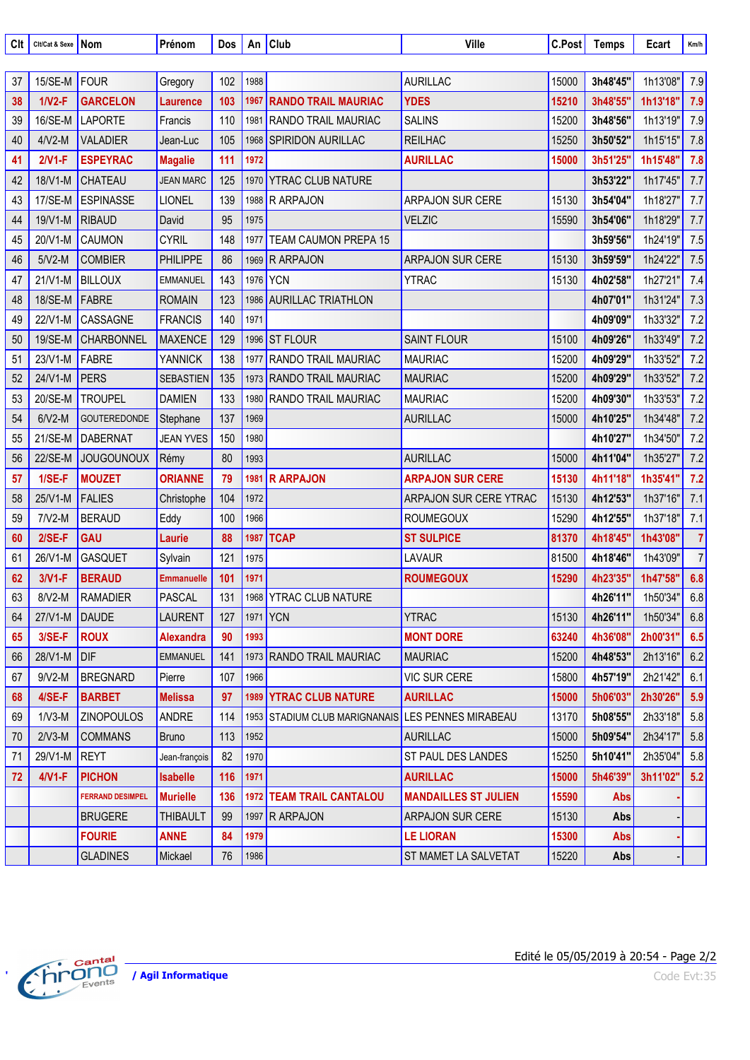| Clt | Clt/Cat & Sexe | Nom | Prénom | Dos | An | Club | Ville | C.Post | Temps | Ecart | Km/h |
|---|---|---|---|---|---|---|---|---|---|---|---|
| 37 | 15/SE-M | FOUR | Gregory | 102 | 1988 | | AURILLAC | 15000 | 3h48'45" | 1h13'08" | 7.9 |
| **38** | **1/V2-F** | **GARCELON** | **Laurence** | **103** | **1967** | **RANDO TRAIL MAURIAC** | **YDES** | **15210** | **3h48'55"** | **1h13'18"** | **7.9** |
| 39 | 16/SE-M | LAPORTE | Francis | 110 | 1981 | RANDO TRAIL MAURIAC | SALINS | 15200 | 3h48'56" | 1h13'19" | 7.9 |
| 40 | 4/V2-M | VALADIER | Jean-Luc | 105 | 1968 | SPIRIDON AURILLAC | REILHAC | 15250 | 3h50'52" | 1h15'15" | 7.8 |
| **41** | **2/V1-F** | **ESPEYRAC** | **Magalie** | **111** | **1972** | | **AURILLAC** | **15000** | **3h51'25"** | **1h15'48"** | **7.8** |
| 42 | 18/V1-M | CHATEAU | JEAN MARC | 125 | 1970 | YTRAC CLUB NATURE | | | 3h53'22" | 1h17'45" | 7.7 |
| 43 | 17/SE-M | ESPINASSE | LIONEL | 139 | 1988 | R ARPAJON | ARPAJON SUR CERE | 15130 | 3h54'04" | 1h18'27" | 7.7 |
| 44 | 19/V1-M | RIBAUD | David | 95 | 1975 | | VELZIC | 15590 | 3h54'06" | 1h18'29" | 7.7 |
| 45 | 20/V1-M | CAUMON | CYRIL | 148 | 1977 | TEAM CAUMON PREPA 15 | | | 3h59'56" | 1h24'19" | 7.5 |
| 46 | 5/V2-M | COMBIER | PHILIPPE | 86 | 1969 | R ARPAJON | ARPAJON SUR CERE | 15130 | 3h59'59" | 1h24'22" | 7.5 |
| 47 | 21/V1-M | BILLOUX | EMMANUEL | 143 | 1976 | YCN | YTRAC | 15130 | 4h02'58" | 1h27'21" | 7.4 |
| 48 | 18/SE-M | FABRE | ROMAIN | 123 | 1986 | AURILLAC TRIATHLON | | | 4h07'01" | 1h31'24" | 7.3 |
| 49 | 22/V1-M | CASSAGNE | FRANCIS | 140 | 1971 | | | | 4h09'09" | 1h33'32" | 7.2 |
| 50 | 19/SE-M | CHARBONNEL | MAXENCE | 129 | 1996 | ST FLOUR | SAINT FLOUR | 15100 | 4h09'26" | 1h33'49" | 7.2 |
| 51 | 23/V1-M | FABRE | YANNICK | 138 | 1977 | RANDO TRAIL MAURIAC | MAURIAC | 15200 | 4h09'29" | 1h33'52" | 7.2 |
| 52 | 24/V1-M | PERS | SEBASTIEN | 135 | 1973 | RANDO TRAIL MAURIAC | MAURIAC | 15200 | 4h09'29" | 1h33'52" | 7.2 |
| 53 | 20/SE-M | TROUPEL | DAMIEN | 133 | 1980 | RANDO TRAIL MAURIAC | MAURIAC | 15200 | 4h09'30" | 1h33'53" | 7.2 |
| 54 | 6/V2-M | GOUTEREDONDE | Stephane | 137 | 1969 | | AURILLAC | 15000 | 4h10'25" | 1h34'48" | 7.2 |
| 55 | 21/SE-M | DABERNAT | JEAN YVES | 150 | 1980 | | | | 4h10'27" | 1h34'50" | 7.2 |
| 56 | 22/SE-M | JOUGOUNOUX | Rémy | 80 | 1993 | | AURILLAC | 15000 | 4h11'04" | 1h35'27" | 7.2 |
| **57** | **1/SE-F** | **MOUZET** | **ORIANNE** | **79** | **1981** | **R ARPAJON** | **ARPAJON SUR CERE** | **15130** | **4h11'18"** | **1h35'41"** | **7.2** |
| 58 | 25/V1-M | FALIES | Christophe | 104 | 1972 | | ARPAJON SUR CERE YTRAC | 15130 | 4h12'53" | 1h37'16" | 7.1 |
| 59 | 7/V2-M | BERAUD | Eddy | 100 | 1966 | | ROUMEGOUX | 15290 | 4h12'55" | 1h37'18" | 7.1 |
| **60** | **2/SE-F** | **GAU** | **Laurie** | **88** | **1987** | **TCAP** | **ST SULPICE** | **81370** | **4h18'45"** | **1h43'08"** | **7** |
| 61 | 26/V1-M | GASQUET | Sylvain | 121 | 1975 | | LAVAUR | 81500 | 4h18'46" | 1h43'09" | 7 |
| **62** | **3/V1-F** | **BERAUD** | **Emmanuelle** | **101** | **1971** | | **ROUMEGOUX** | **15290** | **4h23'35"** | **1h47'58"** | **6.8** |
| 63 | 8/V2-M | RAMADIER | PASCAL | 131 | 1968 | YTRAC CLUB NATURE | | | 4h26'11" | 1h50'34" | 6.8 |
| 64 | 27/V1-M | DAUDE | LAURENT | 127 | 1971 | YCN | YTRAC | 15130 | 4h26'11" | 1h50'34" | 6.8 |
| **65** | **3/SE-F** | **ROUX** | **Alexandra** | **90** | **1993** | | **MONT DORE** | **63240** | **4h36'08"** | **2h00'31"** | **6.5** |
| 66 | 28/V1-M | DIF | EMMANUEL | 141 | 1973 | RANDO TRAIL MAURIAC | MAURIAC | 15200 | 4h48'53" | 2h13'16" | 6.2 |
| 67 | 9/V2-M | BREGNARD | Pierre | 107 | 1966 | | VIC SUR CERE | 15800 | 4h57'19" | 2h21'42" | 6.1 |
| **68** | **4/SE-F** | **BARBET** | **Melissa** | **97** | **1989** | **YTRAC CLUB NATURE** | **AURILLAC** | **15000** | **5h06'03"** | **2h30'26"** | **5.9** |
| 69 | 1/V3-M | ZINOPOULOS | ANDRE | 114 | 1953 | STADIUM CLUB MARIGNANAIS | LES PENNES MIRABEAU | 13170 | 5h08'55" | 2h33'18" | 5.8 |
| 70 | 2/V3-M | COMMANS | Bruno | 113 | 1952 | | AURILLAC | 15000 | 5h09'54" | 2h34'17" | 5.8 |
| 71 | 29/V1-M | REYT | Jean-françois | 82 | 1970 | | ST PAUL DES LANDES | 15250 | 5h10'41" | 2h35'04" | 5.8 |
| **72** | **4/V1-F** | **PICHON** | **Isabelle** | **116** | **1971** | | **AURILLAC** | **15000** | **5h46'39"** | **3h11'02"** | **5.2** |
| | | **FERRAND DESIMPEL** | **Murielle** | **136** | **1972** | **TEAM TRAIL CANTALOU** | **MANDAILLES ST JULIEN** | **15590** | **Abs** | **-** | |
| | | BRUGERE | THIBAULT | 99 | 1997 | R ARPAJON | ARPAJON SUR CERE | 15130 | Abs | - | |
| | | **FOURIE** | **ANNE** | **84** | **1979** | | **LE LIORAN** | **15300** | **Abs** | **-** | |
| | | GLADINES | Mickael | 76 | 1986 | | ST MAMET LA SALVETAT | 15220 | Abs | - | |

/ Agil Informatique

Edité le 05/05/2019 à 20:54

Code Evt:35